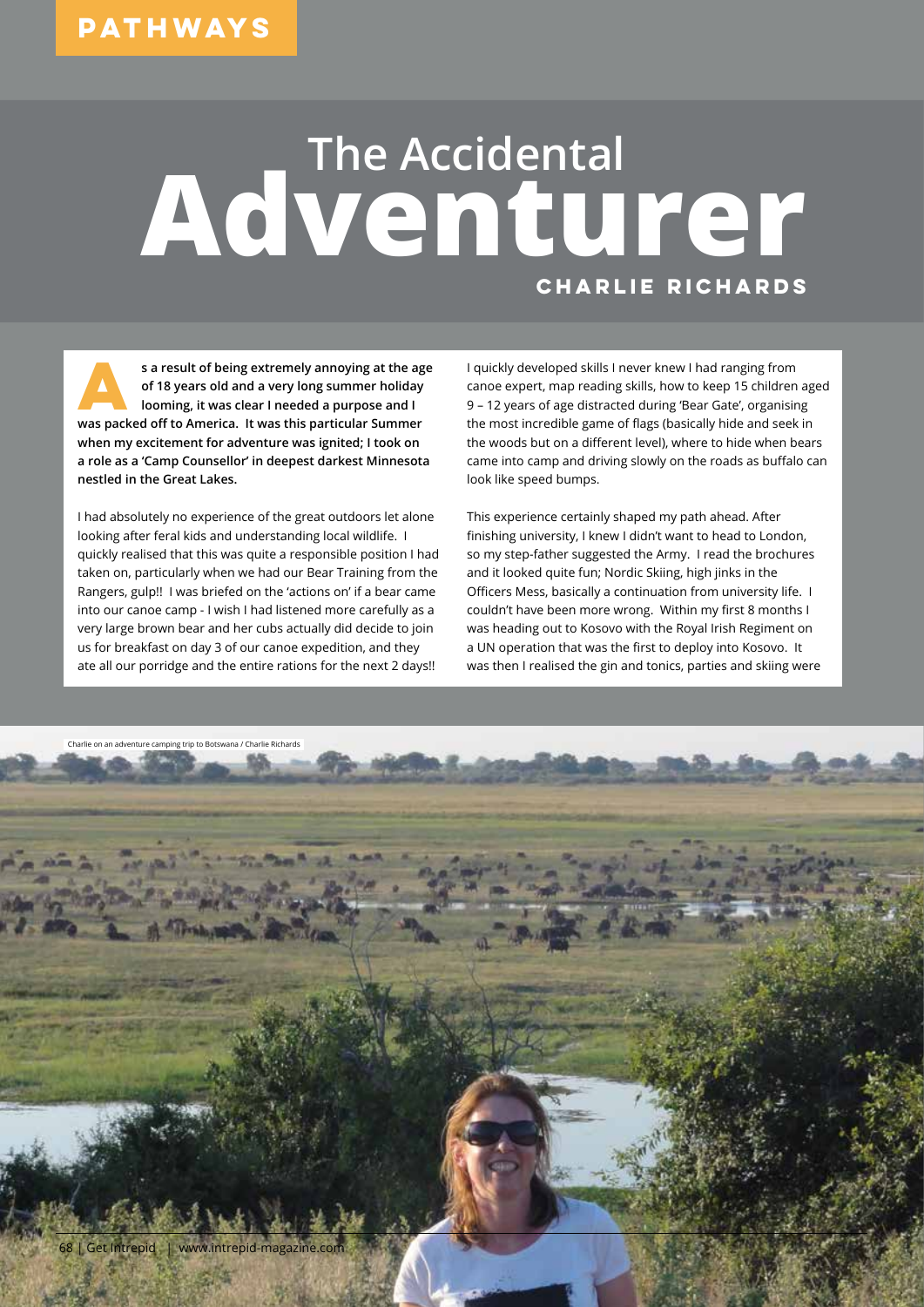PATHWAYS

# The Accidental Adventurer

## CHARLIE RICHARDS

**As a result of being extremely annoying at the age of 18 years old and a very long summer holiday looming, it was clear I needed a purpose and I was packed off to America. It was this particular Summer when my excitement for adventure was ignited; I took on a role as a 'Camp Counsellor' in deepest darkest Minnesota nestled in the Great Lakes.**

I had absolutely no experience of the great outdoors let alone looking after feral kids and understanding local wildlife. I quickly realised that this was quite a responsible position I had taken on, particularly when we had our Bear Training from the Rangers, gulp!! I was briefed on the 'actions on' if a bear came into our canoe camp - I wish I had listened more carefully as a very large brown bear and her cubs actually did decide to join us for breakfast on day 3 of our canoe expedition, and they ate all our porridge and the entire rations for the next 2 days!!

I quickly developed skills I never knew I had ranging from canoe expert, map reading skills, how to keep 15 children aged 9 – 12 years of age distracted during 'Bear Gate', organising the most incredible game of flags (basically hide and seek in the woods but on a different level), where to hide when bears came into camp and driving slowly on the roads as buffalo can look like speed bumps.

This experience certainly shaped my path ahead. After finishing university, I knew I didn't want to head to London, so my step-father suggested the Army. I read the brochures and it looked quite fun; Nordic Skiing, high jinks in the Officers Mess, basically a continuation from university life. I couldn't have been more wrong. Within my first 8 months I was heading out to Kosovo with the Royal Irish Regiment on a UN operation that was the first to deploy into Kosovo. It was then I realised the gin and tonics, parties and skiing were

Charlie on an adventure camping trip to Botswana / Charlie Richards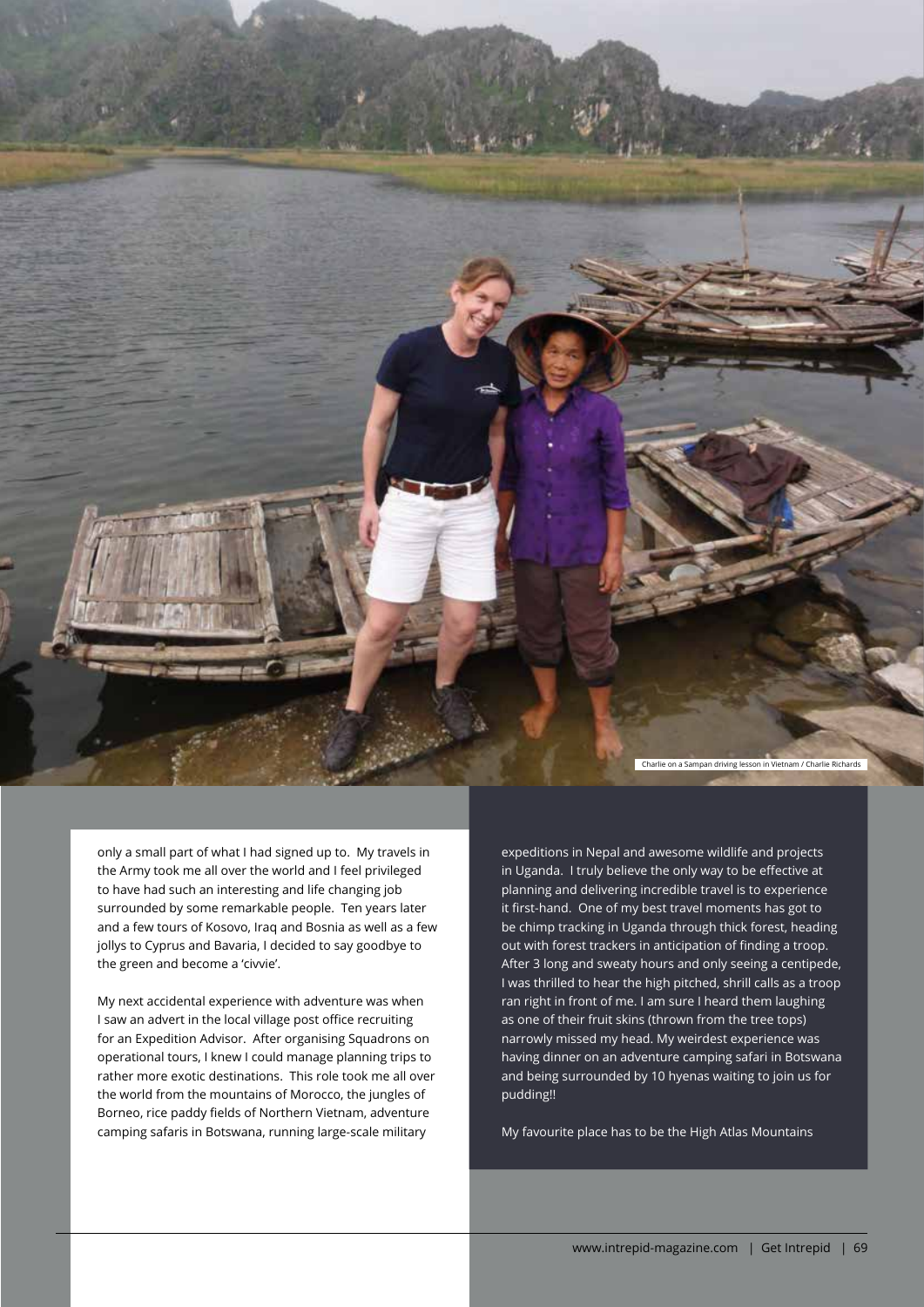Charlie on a Sampan driving lesson in Vietnam / Charlie Richards

only a small part of what I had signed up to. My travels in the Army took me all over the world and I feel privileged to have had such an interesting and life changing job surrounded by some remarkable people. Ten years later and a few tours of Kosovo, Iraq and Bosnia as well as a few jollys to Cyprus and Bavaria, I decided to say goodbye to the green and become a 'civvie'.

My next accidental experience with adventure was when I saw an advert in the local village post office recruiting for an Expedition Advisor. After organising Squadrons on operational tours, I knew I could manage planning trips to rather more exotic destinations. This role took me all over the world from the mountains of Morocco, the jungles of Borneo, rice paddy fields of Northern Vietnam, adventure camping safaris in Botswana, running large-scale military expeditions in Nepal and awesome wildlife and projects in Uganda. I truly believe the only way to be effective at planning and delivering incredible travel is to experience it first-hand. One of my best travel moments has got to be chimp tracking in Uganda through thick forest, heading out with forest trackers in anticipation of finding a troop. After 3 long and sweaty hours and only seeing a centipede, I was thrilled to hear the high pitched, shrill calls as a troop ran right in front of me. I am sure I heard them laughing as one of their fruit skins (thrown from the tree tops) narrowly missed my head. My weirdest experience was having dinner on an adventure camping safari in Botswana and being surrounded by 10 hyenas waiting to join us for pudding!!

My favourite place has to be the High Atlas Mountains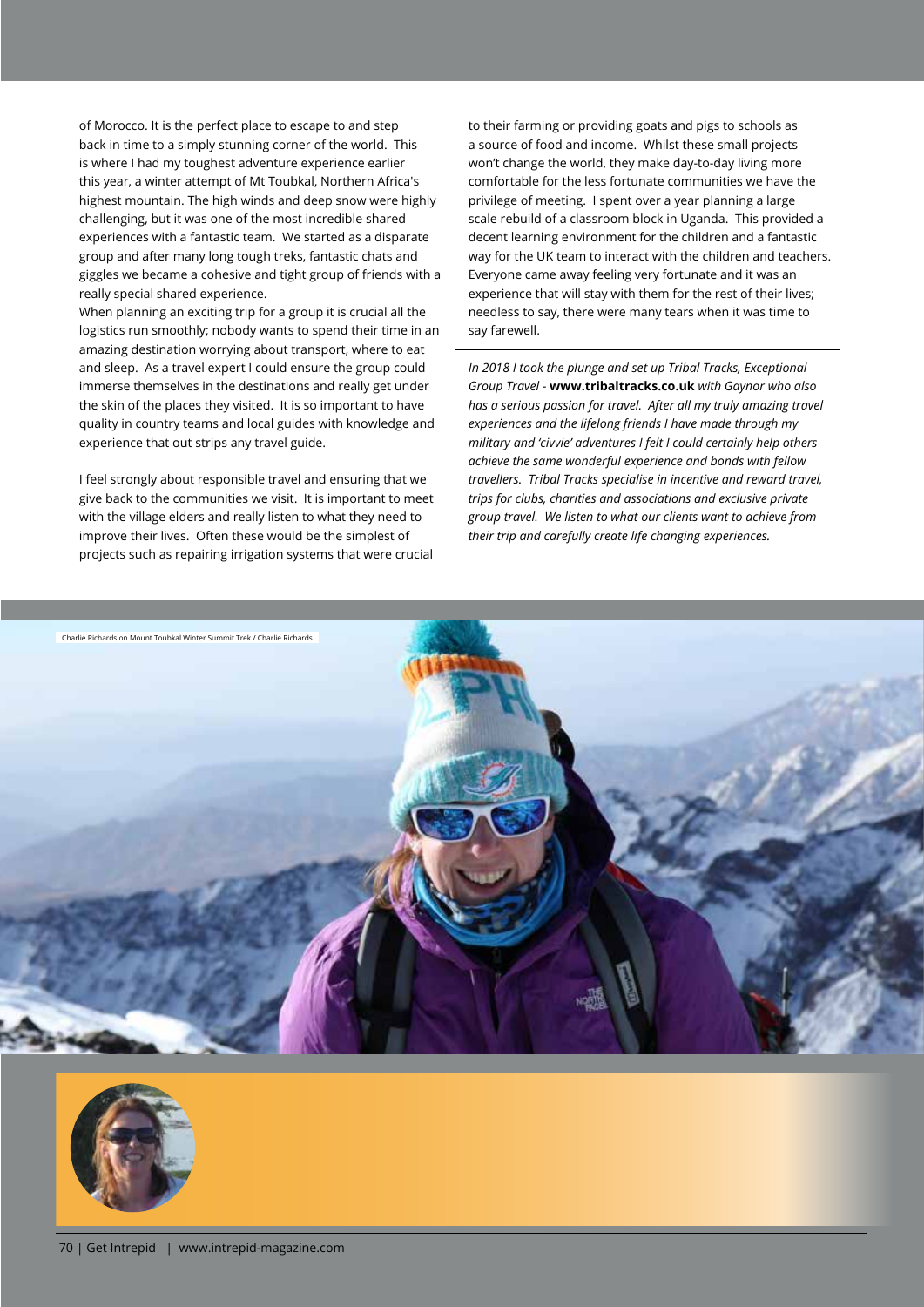of Morocco. It is the perfect place to escape to and step back in time to a simply stunning corner of the world. This is where I had my toughest adventure experience earlier this year, a winter attempt of Mt Toubkal, Northern Africa's highest mountain. The high winds and deep snow were highly challenging, but it was one of the most incredible shared experiences with a fantastic team. We started as a disparate group and after many long tough treks, fantastic chats and giggles we became a cohesive and tight group of friends with a really special shared experience.

When planning an exciting trip for a group it is crucial all the logistics run smoothly; nobody wants to spend their time in an amazing destination worrying about transport, where to eat and sleep. As a travel expert I could ensure the group could immerse themselves in the destinations and really get under the skin of the places they visited. It is so important to have quality in country teams and local guides with knowledge and experience that out strips any travel guide.

I feel strongly about responsible travel and ensuring that we give back to the communities we visit. It is important to meet with the village elders and really listen to what they need to improve their lives. Often these would be the simplest of projects such as repairing irrigation systems that were crucial to their farming or providing goats and pigs to schools as a source of food and income. Whilst these small projects won't change the world, they make day-to-day living more comfortable for the less fortunate communities we have the privilege of meeting. I spent over a year planning a large scale rebuild of a classroom block in Uganda. This provided a decent learning environment for the children and a fantastic way for the UK team to interact with the children and teachers. Everyone came away feeling very fortunate and it was an experience that will stay with them for the rest of their lives; needless to say, there were many tears when it was time to say farewell.

*In 2018 I took the plunge and set up Tribal Tracks, Exceptional Group Travel -* ***www.tribaltracks.co.uk*** *with Gaynor who also has a serious passion for travel. After all my truly amazing travel experiences and the lifelong friends I have made through my military and 'civvie' adventures I felt I could certainly help others achieve the same wonderful experience and bonds with fellow travellers. Tribal Tracks specialise in incentive and reward travel, trips for clubs, charities and associations and exclusive private group travel. We listen to what our clients want to achieve from their trip and carefully create life changing experiences.*

Charlie Richards on Mount Toubkal Winter Summit Trek / Charlie Richards